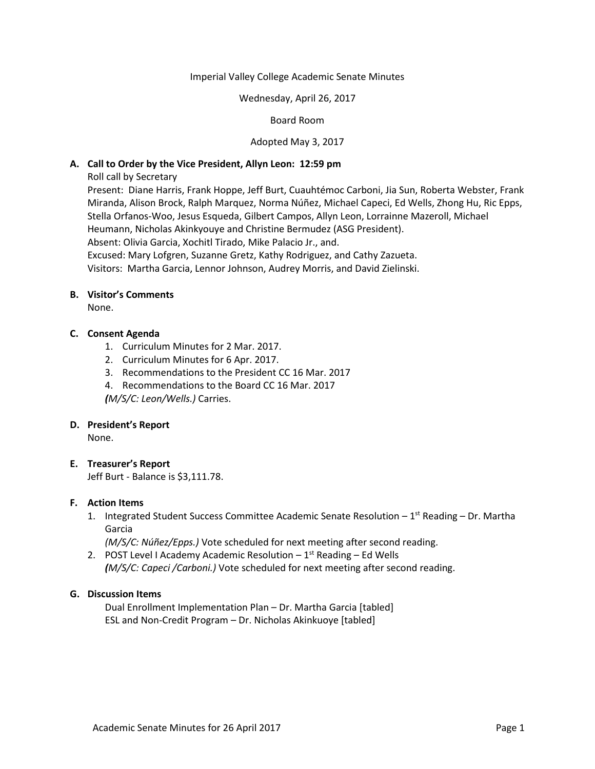Imperial Valley College Academic Senate Minutes

Wednesday, April 26, 2017

Board Room

Adopted May 3, 2017

**A. Call to Order by the Vice President, Allyn Leon: 12:59 pm**

Roll call by Secretary

Present: Diane Harris, Frank Hoppe, Jeff Burt, Cuauhtémoc Carboni, Jia Sun, Roberta Webster, Frank Miranda, Alison Brock, Ralph Marquez, Norma Núñez, Michael Capeci, Ed Wells, Zhong Hu, Ric Epps, Stella Orfanos-Woo, Jesus Esqueda, Gilbert Campos, Allyn Leon, Lorrainne Mazeroll, Michael Heumann, Nicholas Akinkyouye and Christine Bermudez (ASG President).

Absent: Olivia Garcia, Xochitl Tirado, Mike Palacio Jr., and.

Excused: Mary Lofgren, Suzanne Gretz, Kathy Rodriguez, and Cathy Zazueta.

Visitors: Martha Garcia, Lennor Johnson, Audrey Morris, and David Zielinski.

**B. Visitor's Comments**

None.

**C. Consent Agenda**

1. Curriculum Minutes for 2 Mar. 2017.
2. Curriculum Minutes for 6 Apr. 2017.
3. Recommendations to the President CC 16 Mar. 2017
4. Recommendations to the Board CC 16 Mar. 2017

*(M/S/C: Leon/Wells.)* Carries.

**D. President's Report**

None.

**E. Treasurer's Report**

Jeff Burt - Balance is $3,111.78.

**F. Action Items**

1. Integrated Student Success Committee Academic Senate Resolution – 1st Reading – Dr. Martha Garcia

   *(M/S/C: Núñez/Epps.)* Vote scheduled for next meeting after second reading.

2. POST Level I Academy Academic Resolution – 1st Reading – Ed Wells

   *(M/S/C: Capeci /Carboni.)* Vote scheduled for next meeting after second reading.

**G. Discussion Items**

Dual Enrollment Implementation Plan – Dr. Martha Garcia [tabled]

ESL and Non-Credit Program – Dr. Nicholas Akinkuoye [tabled]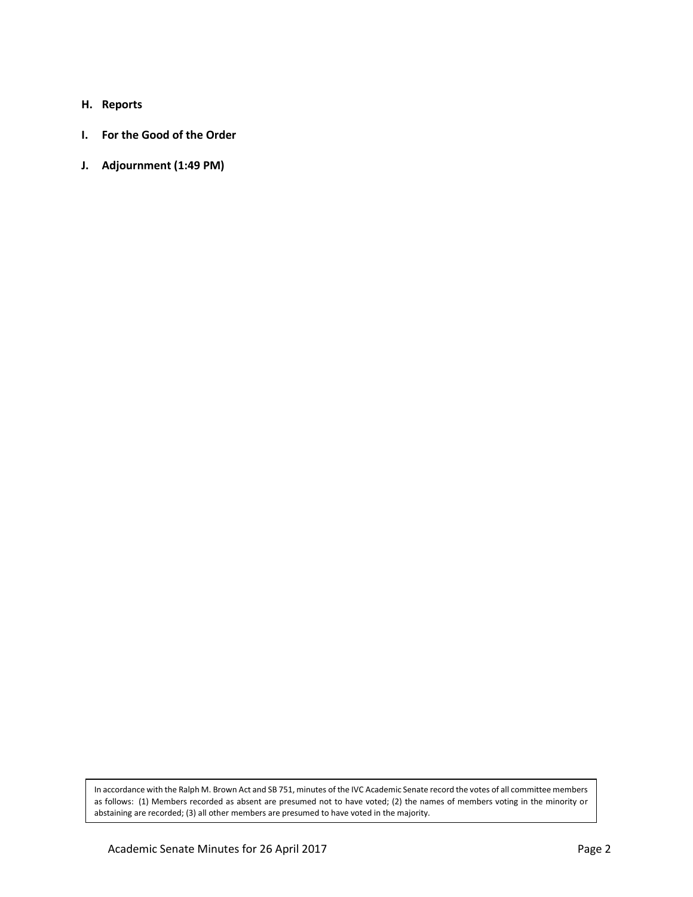## H. Reports

## I. For the Good of the Order

## J. Adjournment (1:49 PM)

In accordance with the Ralph M. Brown Act and SB 751, minutes of the IVC Academic Senate record the votes of all committee members as follows: (1) Members recorded as absent are presumed not to have voted; (2) the names of members voting in the minority or abstaining are recorded; (3) all other members are presumed to have voted in the majority.